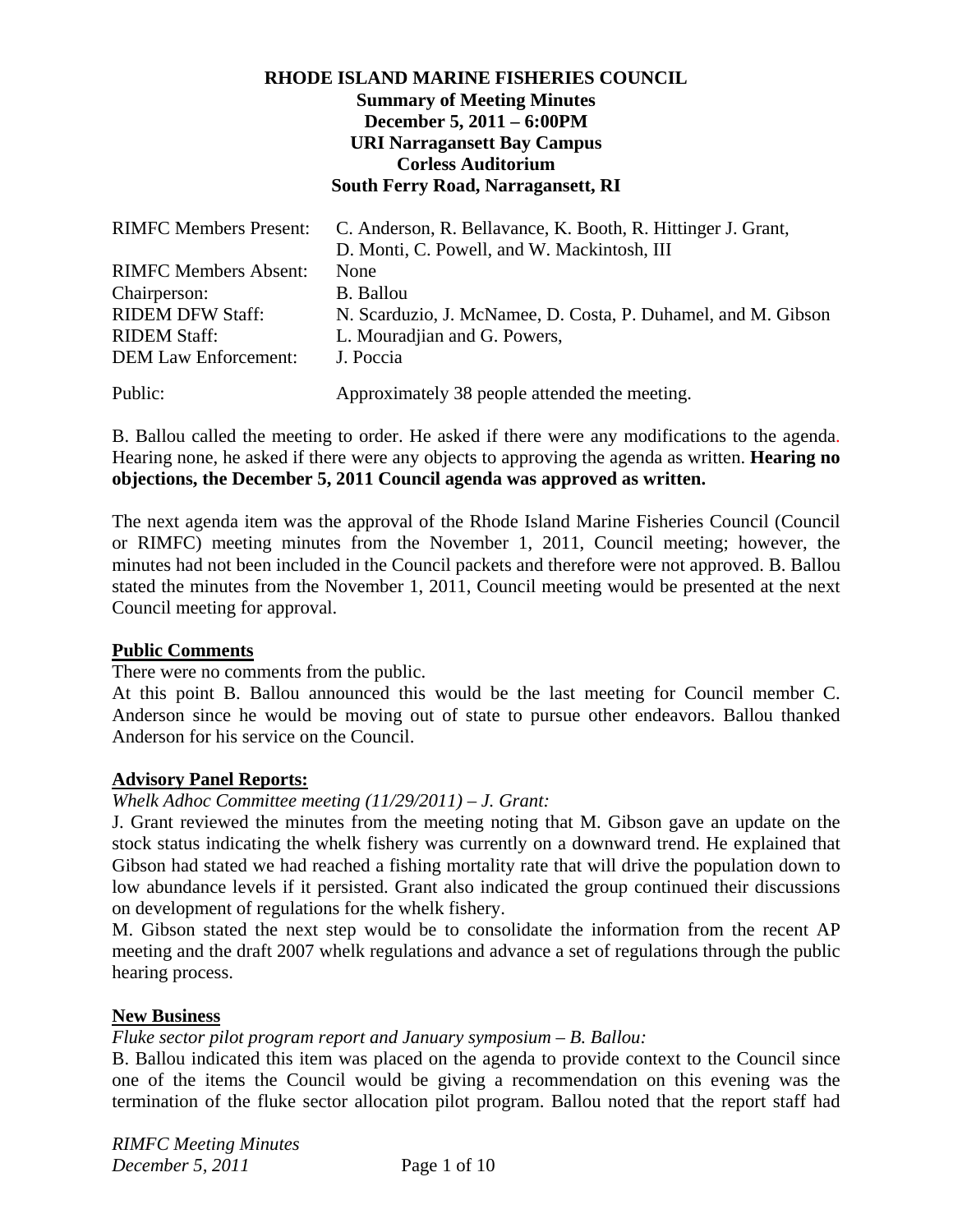**RHODE ISLAND MARINE FISHERIES COUNCIL**
**Summary of Meeting Minutes**
**December 5, 2011 – 6:00PM**
**URI Narragansett Bay Campus**
**Corless Auditorium**
**South Ferry Road, Narragansett, RI**

| | |
|---|---|
| RIMFC Members Present: | C. Anderson, R. Bellavance, K. Booth, R. Hittinger J. Grant, D. Monti, C. Powell, and W. Mackintosh, III |
| RIMFC Members Absent: | None |
| Chairperson: | B. Ballou |
| RIDEM DFW Staff: | N. Scarduzio, J. McNamee, D. Costa, P. Duhamel, and M. Gibson |
| RIDEM Staff: | L. Mouradjian and G. Powers, |
| DEM Law Enforcement: | J. Poccia |
| Public: | Approximately 38 people attended the meeting. |

B. Ballou called the meeting to order. He asked if there were any modifications to the agenda. Hearing none, he asked if there were any objects to approving the agenda as written. **Hearing no objections, the December 5, 2011 Council agenda was approved as written.**

The next agenda item was the approval of the Rhode Island Marine Fisheries Council (Council or RIMFC) meeting minutes from the November 1, 2011, Council meeting; however, the minutes had not been included in the Council packets and therefore were not approved. B. Ballou stated the minutes from the November 1, 2011, Council meeting would be presented at the next Council meeting for approval.

**Public Comments**

There were no comments from the public.

At this point B. Ballou announced this would be the last meeting for Council member C. Anderson since he would be moving out of state to pursue other endeavors. Ballou thanked Anderson for his service on the Council.

**Advisory Panel Reports:**

*Whelk Adhoc Committee meeting (11/29/2011) – J. Grant:*

J. Grant reviewed the minutes from the meeting noting that M. Gibson gave an update on the stock status indicating the whelk fishery was currently on a downward trend. He explained that Gibson had stated we had reached a fishing mortality rate that will drive the population down to low abundance levels if it persisted. Grant also indicated the group continued their discussions on development of regulations for the whelk fishery.

M. Gibson stated the next step would be to consolidate the information from the recent AP meeting and the draft 2007 whelk regulations and advance a set of regulations through the public hearing process.

**New Business**

*Fluke sector pilot program report and January symposium – B. Ballou:*

B. Ballou indicated this item was placed on the agenda to provide context to the Council since one of the items the Council would be giving a recommendation on this evening was the termination of the fluke sector allocation pilot program. Ballou noted that the report staff had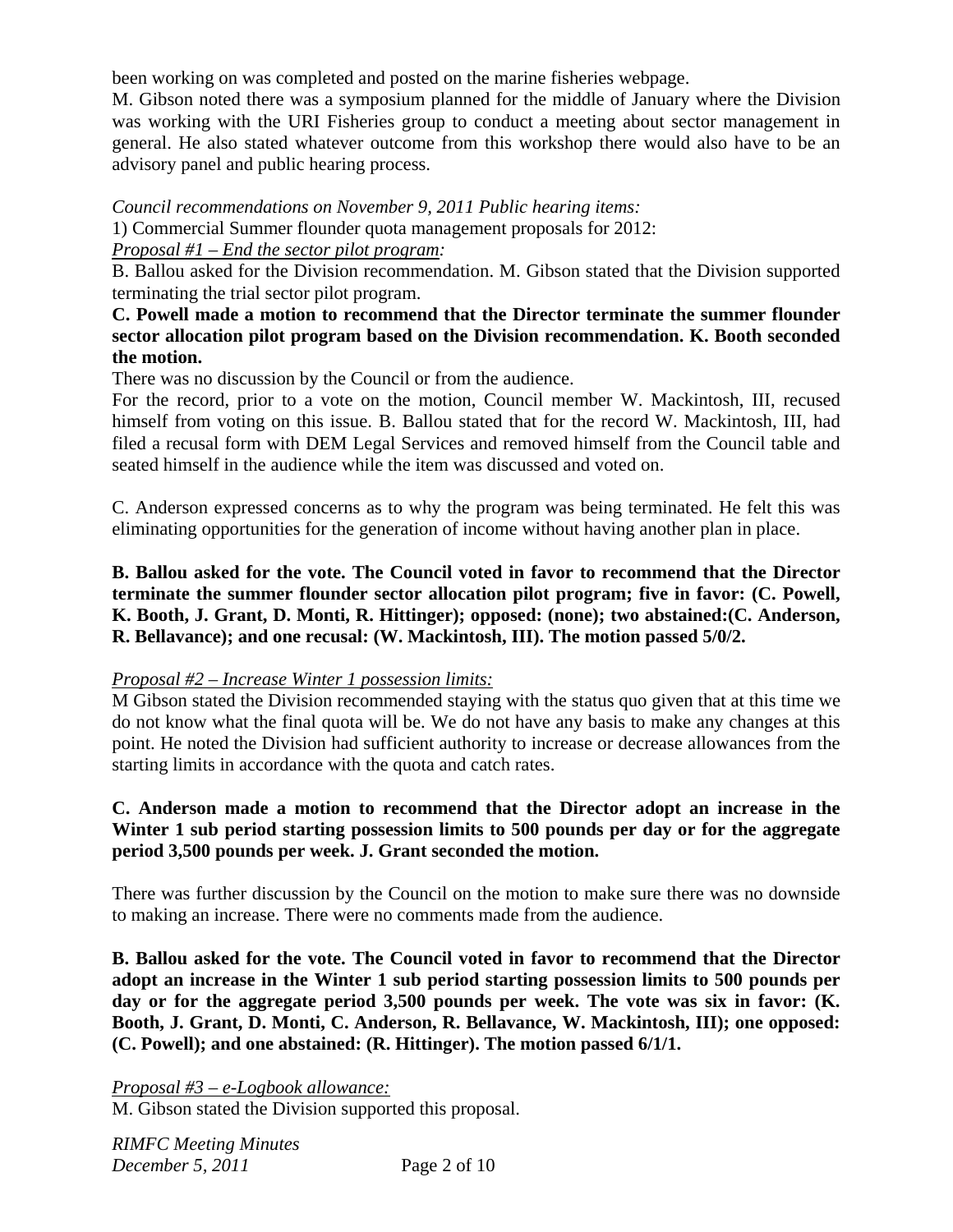been working on was completed and posted on the marine fisheries webpage.

M. Gibson noted there was a symposium planned for the middle of January where the Division was working with the URI Fisheries group to conduct a meeting about sector management in general. He also stated whatever outcome from this workshop there would also have to be an advisory panel and public hearing process.

*Council recommendations on November 9, 2011 Public hearing items:*

1) Commercial Summer flounder quota management proposals for 2012:

*Proposal #1 – End the sector pilot program:*

B. Ballou asked for the Division recommendation. M. Gibson stated that the Division supported terminating the trial sector pilot program.

**C. Powell made a motion to recommend that the Director terminate the summer flounder sector allocation pilot program based on the Division recommendation. K. Booth seconded the motion.**

There was no discussion by the Council or from the audience.

For the record, prior to a vote on the motion, Council member W. Mackintosh, III, recused himself from voting on this issue. B. Ballou stated that for the record W. Mackintosh, III, had filed a recusal form with DEM Legal Services and removed himself from the Council table and seated himself in the audience while the item was discussed and voted on.

C. Anderson expressed concerns as to why the program was being terminated. He felt this was eliminating opportunities for the generation of income without having another plan in place.

**B. Ballou asked for the vote. The Council voted in favor to recommend that the Director terminate the summer flounder sector allocation pilot program; five in favor: (C. Powell, K. Booth, J. Grant, D. Monti, R. Hittinger); opposed: (none); two abstained:(C. Anderson, R. Bellavance); and one recusal: (W. Mackintosh, III). The motion passed 5/0/2.**

*Proposal #2 – Increase Winter 1 possession limits:*

M Gibson stated the Division recommended staying with the status quo given that at this time we do not know what the final quota will be. We do not have any basis to make any changes at this point. He noted the Division had sufficient authority to increase or decrease allowances from the starting limits in accordance with the quota and catch rates.

**C. Anderson made a motion to recommend that the Director adopt an increase in the Winter 1 sub period starting possession limits to 500 pounds per day or for the aggregate period 3,500 pounds per week. J. Grant seconded the motion.**

There was further discussion by the Council on the motion to make sure there was no downside to making an increase. There were no comments made from the audience.

**B. Ballou asked for the vote. The Council voted in favor to recommend that the Director adopt an increase in the Winter 1 sub period starting possession limits to 500 pounds per day or for the aggregate period 3,500 pounds per week. The vote was six in favor: (K. Booth, J. Grant, D. Monti, C. Anderson, R. Bellavance, W. Mackintosh, III); one opposed: (C. Powell); and one abstained: (R. Hittinger). The motion passed 6/1/1.**

*Proposal #3 – e-Logbook allowance:*

M. Gibson stated the Division supported this proposal.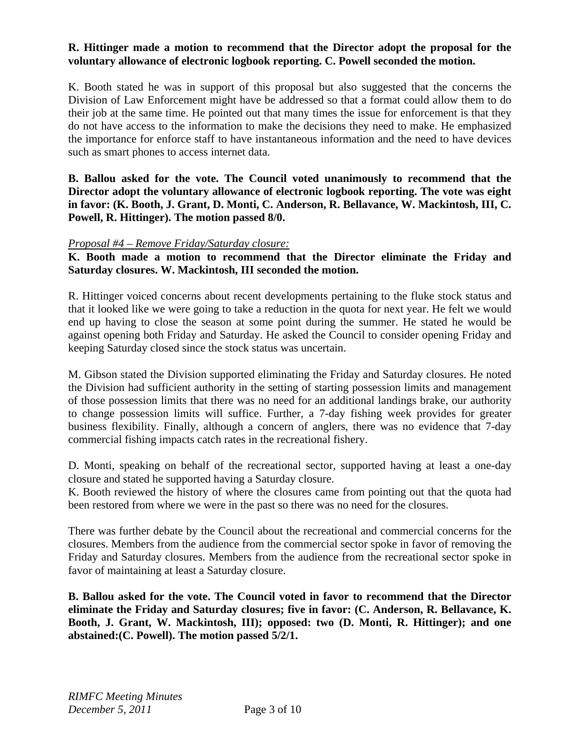**R. Hittinger made a motion to recommend that the Director adopt the proposal for the voluntary allowance of electronic logbook reporting. C. Powell seconded the motion.**

K. Booth stated he was in support of this proposal but also suggested that the concerns the Division of Law Enforcement might have be addressed so that a format could allow them to do their job at the same time. He pointed out that many times the issue for enforcement is that they do not have access to the information to make the decisions they need to make. He emphasized the importance for enforce staff to have instantaneous information and the need to have devices such as smart phones to access internet data.

**B. Ballou asked for the vote. The Council voted unanimously to recommend that the Director adopt the voluntary allowance of electronic logbook reporting. The vote was eight in favor: (K. Booth, J. Grant, D. Monti, C. Anderson, R. Bellavance, W. Mackintosh, III, C. Powell, R. Hittinger). The motion passed 8/0.**

*Proposal #4 – Remove Friday/Saturday closure:*

**K. Booth made a motion to recommend that the Director eliminate the Friday and Saturday closures. W. Mackintosh, III seconded the motion.**

R. Hittinger voiced concerns about recent developments pertaining to the fluke stock status and that it looked like we were going to take a reduction in the quota for next year. He felt we would end up having to close the season at some point during the summer. He stated he would be against opening both Friday and Saturday. He asked the Council to consider opening Friday and keeping Saturday closed since the stock status was uncertain.

M. Gibson stated the Division supported eliminating the Friday and Saturday closures. He noted the Division had sufficient authority in the setting of starting possession limits and management of those possession limits that there was no need for an additional landings brake, our authority to change possession limits will suffice. Further, a 7-day fishing week provides for greater business flexibility. Finally, although a concern of anglers, there was no evidence that 7-day commercial fishing impacts catch rates in the recreational fishery.

D. Monti, speaking on behalf of the recreational sector, supported having at least a one-day closure and stated he supported having a Saturday closure.
K. Booth reviewed the history of where the closures came from pointing out that the quota had been restored from where we were in the past so there was no need for the closures.

There was further debate by the Council about the recreational and commercial concerns for the closures. Members from the audience from the commercial sector spoke in favor of removing the Friday and Saturday closures. Members from the audience from the recreational sector spoke in favor of maintaining at least a Saturday closure.

**B. Ballou asked for the vote. The Council voted in favor to recommend that the Director eliminate the Friday and Saturday closures; five in favor: (C. Anderson, R. Bellavance, K. Booth, J. Grant, W. Mackintosh, III); opposed: two (D. Monti, R. Hittinger); and one abstained:(C. Powell). The motion passed 5/2/1.**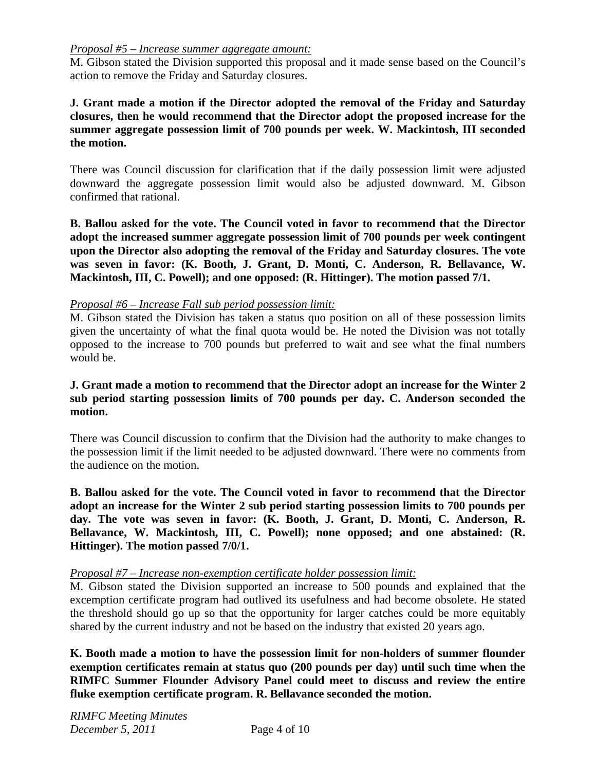*Proposal #5 – Increase summer aggregate amount:*

M. Gibson stated the Division supported this proposal and it made sense based on the Council's action to remove the Friday and Saturday closures.

**J. Grant made a motion if the Director adopted the removal of the Friday and Saturday closures, then he would recommend that the Director adopt the proposed increase for the summer aggregate possession limit of 700 pounds per week. W. Mackintosh, III seconded the motion.**

There was Council discussion for clarification that if the daily possession limit were adjusted downward the aggregate possession limit would also be adjusted downward. M. Gibson confirmed that rational.

**B. Ballou asked for the vote. The Council voted in favor to recommend that the Director adopt the increased summer aggregate possession limit of 700 pounds per week contingent upon the Director also adopting the removal of the Friday and Saturday closures. The vote was seven in favor: (K. Booth, J. Grant, D. Monti, C. Anderson, R. Bellavance, W. Mackintosh, III, C. Powell); and one opposed: (R. Hittinger). The motion passed 7/1.**

*Proposal #6 – Increase Fall sub period possession limit:*

M. Gibson stated the Division has taken a status quo position on all of these possession limits given the uncertainty of what the final quota would be. He noted the Division was not totally opposed to the increase to 700 pounds but preferred to wait and see what the final numbers would be.

**J. Grant made a motion to recommend that the Director adopt an increase for the Winter 2 sub period starting possession limits of 700 pounds per day. C. Anderson seconded the motion.**

There was Council discussion to confirm that the Division had the authority to make changes to the possession limit if the limit needed to be adjusted downward. There were no comments from the audience on the motion.

**B. Ballou asked for the vote. The Council voted in favor to recommend that the Director adopt an increase for the Winter 2 sub period starting possession limits to 700 pounds per day. The vote was seven in favor: (K. Booth, J. Grant, D. Monti, C. Anderson, R. Bellavance, W. Mackintosh, III, C. Powell); none opposed; and one abstained: (R. Hittinger). The motion passed 7/0/1.**

*Proposal #7 – Increase non-exemption certificate holder possession limit:*

M. Gibson stated the Division supported an increase to 500 pounds and explained that the excemption certificate program had outlived its usefulness and had become obsolete. He stated the threshold should go up so that the opportunity for larger catches could be more equitably shared by the current industry and not be based on the industry that existed 20 years ago.

**K. Booth made a motion to have the possession limit for non-holders of summer flounder exemption certificates remain at status quo (200 pounds per day) until such time when the RIMFC Summer Flounder Advisory Panel could meet to discuss and review the entire fluke exemption certificate program. R. Bellavance seconded the motion.**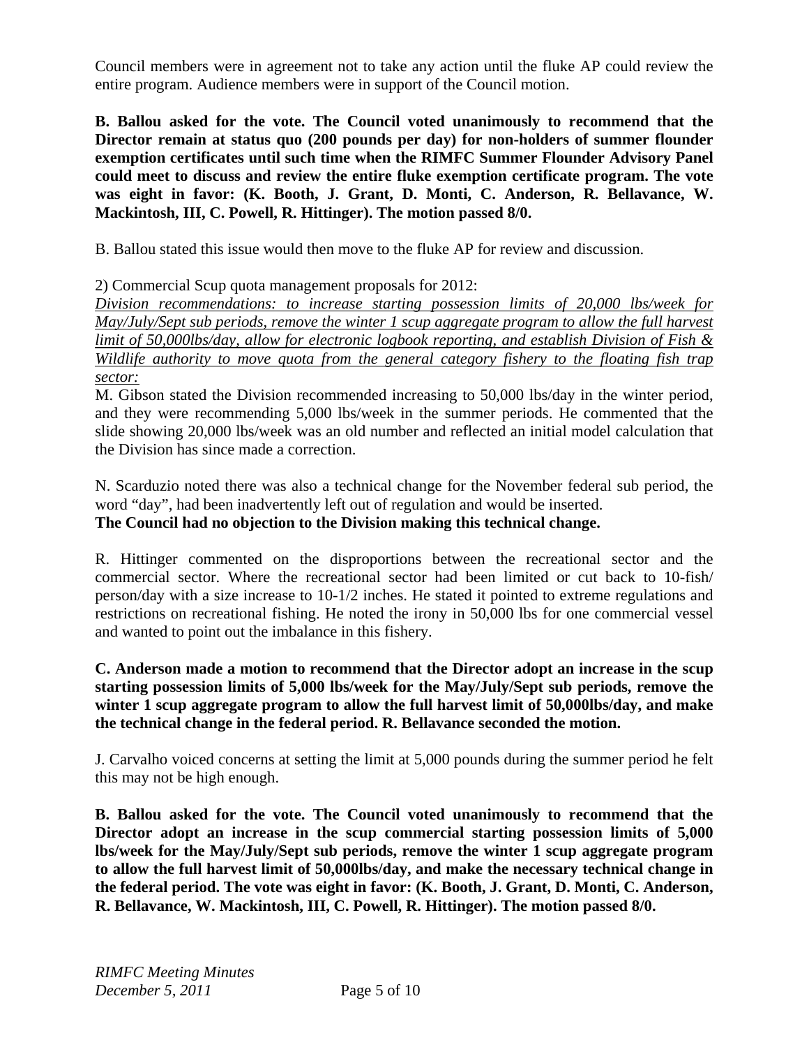Council members were in agreement not to take any action until the fluke AP could review the entire program. Audience members were in support of the Council motion.

**B. Ballou asked for the vote. The Council voted unanimously to recommend that the Director remain at status quo (200 pounds per day) for non-holders of summer flounder exemption certificates until such time when the RIMFC Summer Flounder Advisory Panel could meet to discuss and review the entire fluke exemption certificate program. The vote was eight in favor: (K. Booth, J. Grant, D. Monti, C. Anderson, R. Bellavance, W. Mackintosh, III, C. Powell, R. Hittinger). The motion passed 8/0.**

B. Ballou stated this issue would then move to the fluke AP for review and discussion.

2) Commercial Scup quota management proposals for 2012:

*Division recommendations: to increase starting possession limits of 20,000 lbs/week for May/July/Sept sub periods, remove the winter 1 scup aggregate program to allow the full harvest limit of 50,000lbs/day, allow for electronic logbook reporting, and establish Division of Fish & Wildlife authority to move quota from the general category fishery to the floating fish trap sector:*

M. Gibson stated the Division recommended increasing to 50,000 lbs/day in the winter period, and they were recommending 5,000 lbs/week in the summer periods. He commented that the slide showing 20,000 lbs/week was an old number and reflected an initial model calculation that the Division has since made a correction.

N. Scarduzio noted there was also a technical change for the November federal sub period, the word "day", had been inadvertently left out of regulation and would be inserted.
**The Council had no objection to the Division making this technical change.**

R. Hittinger commented on the disproportions between the recreational sector and the commercial sector. Where the recreational sector had been limited or cut back to 10-fish/ person/day with a size increase to 10-1/2 inches. He stated it pointed to extreme regulations and restrictions on recreational fishing. He noted the irony in 50,000 lbs for one commercial vessel and wanted to point out the imbalance in this fishery.

**C. Anderson made a motion to recommend that the Director adopt an increase in the scup starting possession limits of 5,000 lbs/week for the May/July/Sept sub periods, remove the winter 1 scup aggregate program to allow the full harvest limit of 50,000lbs/day, and make the technical change in the federal period. R. Bellavance seconded the motion.**

J. Carvalho voiced concerns at setting the limit at 5,000 pounds during the summer period he felt this may not be high enough.

**B. Ballou asked for the vote. The Council voted unanimously to recommend that the Director adopt an increase in the scup commercial starting possession limits of 5,000 lbs/week for the May/July/Sept sub periods, remove the winter 1 scup aggregate program to allow the full harvest limit of 50,000lbs/day, and make the necessary technical change in the federal period. The vote was eight in favor: (K. Booth, J. Grant, D. Monti, C. Anderson, R. Bellavance, W. Mackintosh, III, C. Powell, R. Hittinger). The motion passed 8/0.**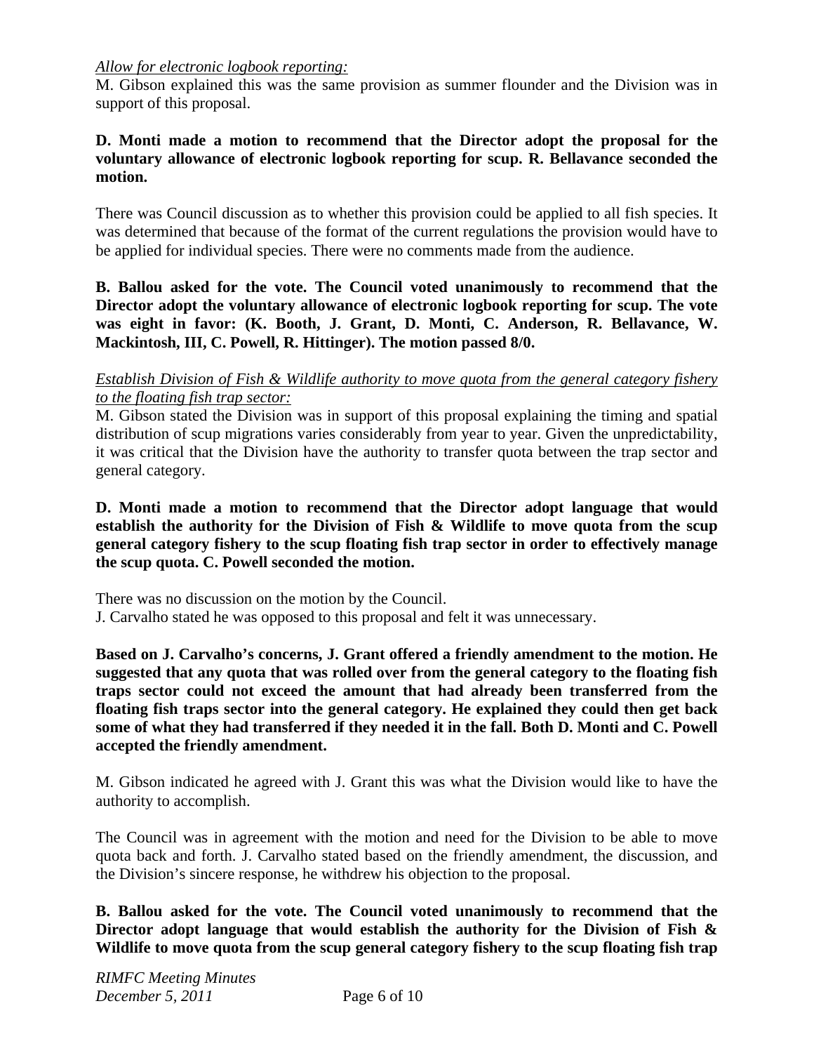*Allow for electronic logbook reporting:*

M. Gibson explained this was the same provision as summer flounder and the Division was in support of this proposal.

**D. Monti made a motion to recommend that the Director adopt the proposal for the voluntary allowance of electronic logbook reporting for scup. R. Bellavance seconded the motion.**

There was Council discussion as to whether this provision could be applied to all fish species. It was determined that because of the format of the current regulations the provision would have to be applied for individual species. There were no comments made from the audience.

**B. Ballou asked for the vote. The Council voted unanimously to recommend that the Director adopt the voluntary allowance of electronic logbook reporting for scup. The vote was eight in favor: (K. Booth, J. Grant, D. Monti, C. Anderson, R. Bellavance, W. Mackintosh, III, C. Powell, R. Hittinger). The motion passed 8/0.**

*Establish Division of Fish & Wildlife authority to move quota from the general category fishery to the floating fish trap sector:*

M. Gibson stated the Division was in support of this proposal explaining the timing and spatial distribution of scup migrations varies considerably from year to year. Given the unpredictability, it was critical that the Division have the authority to transfer quota between the trap sector and general category.

**D. Monti made a motion to recommend that the Director adopt language that would establish the authority for the Division of Fish & Wildlife to move quota from the scup general category fishery to the scup floating fish trap sector in order to effectively manage the scup quota. C. Powell seconded the motion.**

There was no discussion on the motion by the Council.
J. Carvalho stated he was opposed to this proposal and felt it was unnecessary.

**Based on J. Carvalho's concerns, J. Grant offered a friendly amendment to the motion. He suggested that any quota that was rolled over from the general category to the floating fish traps sector could not exceed the amount that had already been transferred from the floating fish traps sector into the general category. He explained they could then get back some of what they had transferred if they needed it in the fall. Both D. Monti and C. Powell accepted the friendly amendment.**

M. Gibson indicated he agreed with J. Grant this was what the Division would like to have the authority to accomplish.

The Council was in agreement with the motion and need for the Division to be able to move quota back and forth. J. Carvalho stated based on the friendly amendment, the discussion, and the Division's sincere response, he withdrew his objection to the proposal.

**B. Ballou asked for the vote. The Council voted unanimously to recommend that the Director adopt language that would establish the authority for the Division of Fish & Wildlife to move quota from the scup general category fishery to the scup floating fish trap**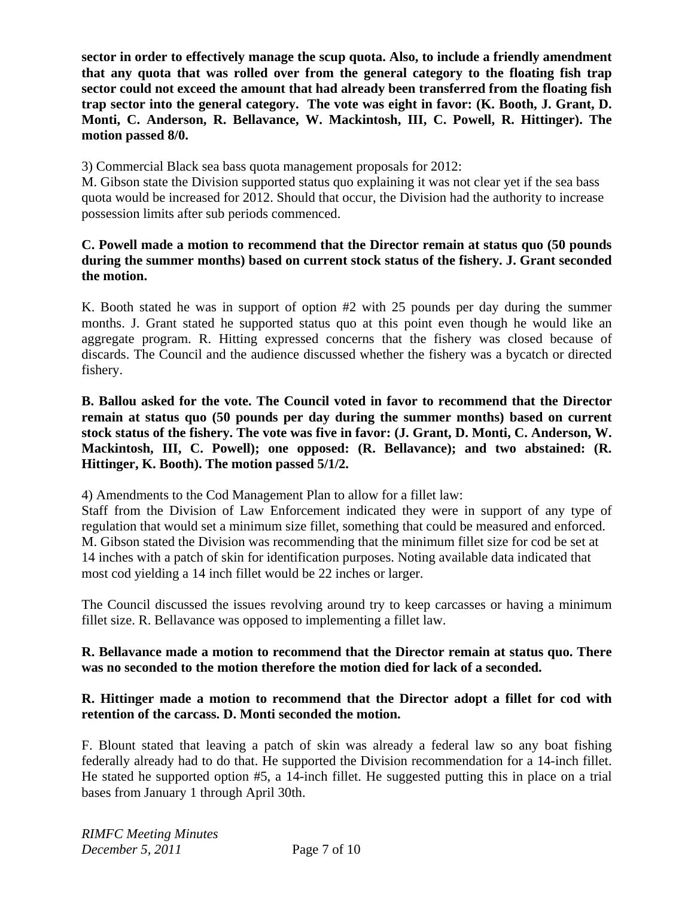**sector in order to effectively manage the scup quota. Also, to include a friendly amendment that any quota that was rolled over from the general category to the floating fish trap sector could not exceed the amount that had already been transferred from the floating fish trap sector into the general category. The vote was eight in favor: (K. Booth, J. Grant, D. Monti, C. Anderson, R. Bellavance, W. Mackintosh, III, C. Powell, R. Hittinger). The motion passed 8/0.**

3) Commercial Black sea bass quota management proposals for 2012:
M. Gibson state the Division supported status quo explaining it was not clear yet if the sea bass quota would be increased for 2012. Should that occur, the Division had the authority to increase possession limits after sub periods commenced.

**C. Powell made a motion to recommend that the Director remain at status quo (50 pounds during the summer months) based on current stock status of the fishery. J. Grant seconded the motion.**

K. Booth stated he was in support of option #2 with 25 pounds per day during the summer months. J. Grant stated he supported status quo at this point even though he would like an aggregate program. R. Hitting expressed concerns that the fishery was closed because of discards. The Council and the audience discussed whether the fishery was a bycatch or directed fishery.

**B. Ballou asked for the vote. The Council voted in favor to recommend that the Director remain at status quo (50 pounds per day during the summer months) based on current stock status of the fishery. The vote was five in favor: (J. Grant, D. Monti, C. Anderson, W. Mackintosh, III, C. Powell); one opposed: (R. Bellavance); and two abstained: (R. Hittinger, K. Booth). The motion passed 5/1/2.**

4) Amendments to the Cod Management Plan to allow for a fillet law:
Staff from the Division of Law Enforcement indicated they were in support of any type of regulation that would set a minimum size fillet, something that could be measured and enforced. M. Gibson stated the Division was recommending that the minimum fillet size for cod be set at 14 inches with a patch of skin for identification purposes. Noting available data indicated that most cod yielding a 14 inch fillet would be 22 inches or larger.

The Council discussed the issues revolving around try to keep carcasses or having a minimum fillet size. R. Bellavance was opposed to implementing a fillet law.

**R. Bellavance made a motion to recommend that the Director remain at status quo. There was no seconded to the motion therefore the motion died for lack of a seconded.**

**R. Hittinger made a motion to recommend that the Director adopt a fillet for cod with retention of the carcass. D. Monti seconded the motion.**

F. Blount stated that leaving a patch of skin was already a federal law so any boat fishing federally already had to do that. He supported the Division recommendation for a 14-inch fillet. He stated he supported option #5, a 14-inch fillet. He suggested putting this in place on a trial bases from January 1 through April 30th.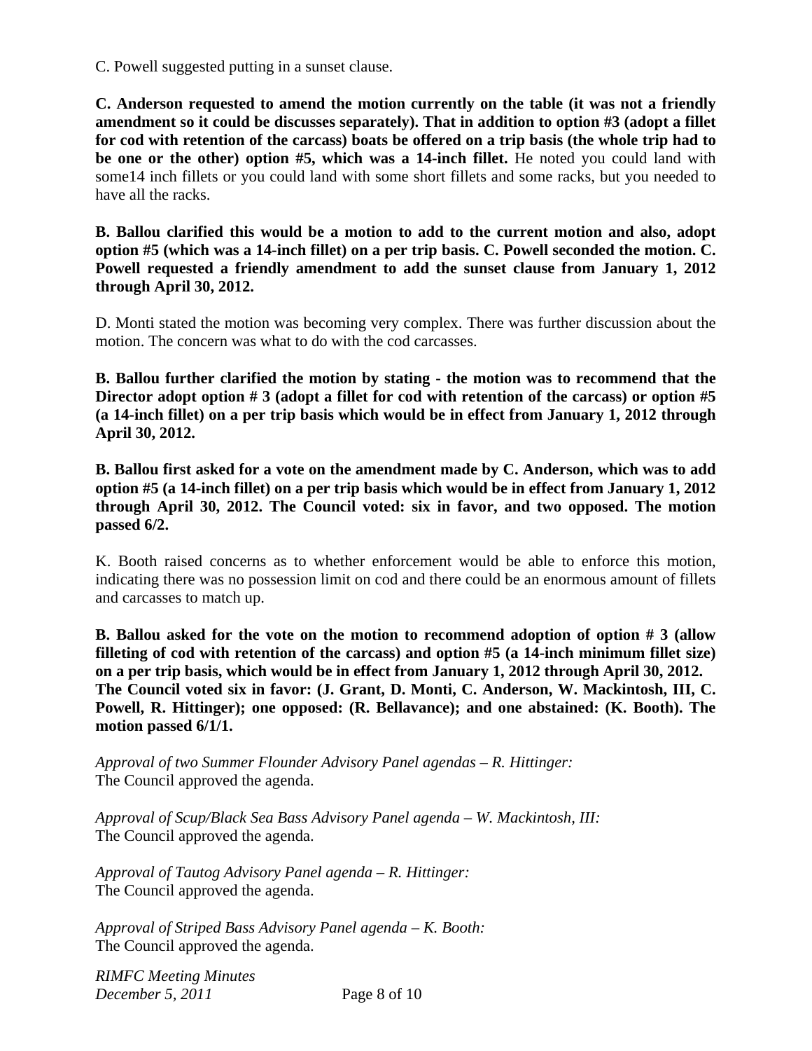C. Powell suggested putting in a sunset clause.

**C. Anderson requested to amend the motion currently on the table (it was not a friendly amendment so it could be discusses separately). That in addition to option #3 (adopt a fillet for cod with retention of the carcass) boats be offered on a trip basis (the whole trip had to be one or the other) option #5, which was a 14-inch fillet.** He noted you could land with some14 inch fillets or you could land with some short fillets and some racks, but you needed to have all the racks.

**B. Ballou clarified this would be a motion to add to the current motion and also, adopt option #5 (which was a 14-inch fillet) on a per trip basis. C. Powell seconded the motion. C. Powell requested a friendly amendment to add the sunset clause from January 1, 2012 through April 30, 2012.**

D. Monti stated the motion was becoming very complex. There was further discussion about the motion. The concern was what to do with the cod carcasses.

**B. Ballou further clarified the motion by stating - the motion was to recommend that the Director adopt option # 3 (adopt a fillet for cod with retention of the carcass) or option #5 (a 14-inch fillet) on a per trip basis which would be in effect from January 1, 2012 through April 30, 2012.**

**B. Ballou first asked for a vote on the amendment made by C. Anderson, which was to add option #5 (a 14-inch fillet) on a per trip basis which would be in effect from January 1, 2012 through April 30, 2012. The Council voted: six in favor, and two opposed. The motion passed 6/2.**

K. Booth raised concerns as to whether enforcement would be able to enforce this motion, indicating there was no possession limit on cod and there could be an enormous amount of fillets and carcasses to match up.

**B. Ballou asked for the vote on the motion to recommend adoption of option # 3 (allow filleting of cod with retention of the carcass) and option #5 (a 14-inch minimum fillet size) on a per trip basis, which would be in effect from January 1, 2012 through April 30, 2012. The Council voted six in favor: (J. Grant, D. Monti, C. Anderson, W. Mackintosh, III, C. Powell, R. Hittinger); one opposed: (R. Bellavance); and one abstained: (K. Booth). The motion passed 6/1/1.**

*Approval of two Summer Flounder Advisory Panel agendas – R. Hittinger:*
The Council approved the agenda.

*Approval of Scup/Black Sea Bass Advisory Panel agenda – W. Mackintosh, III:*
The Council approved the agenda.

*Approval of Tautog Advisory Panel agenda – R. Hittinger:*
The Council approved the agenda.

*Approval of Striped Bass Advisory Panel agenda – K. Booth:*
The Council approved the agenda.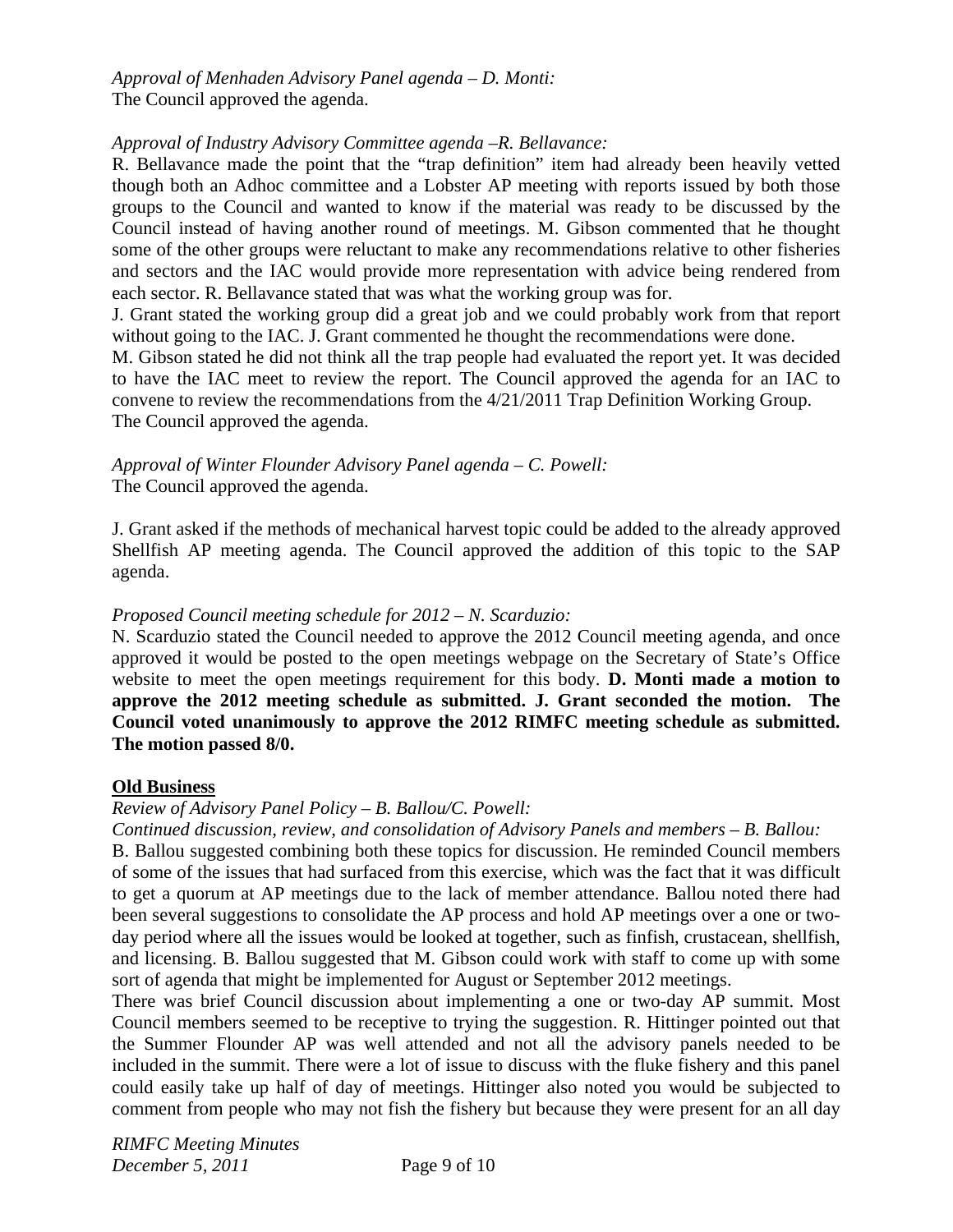*Approval of Menhaden Advisory Panel agenda – D. Monti:*
The Council approved the agenda.

*Approval of Industry Advisory Committee agenda –R. Bellavance:*
R. Bellavance made the point that the "trap definition" item had already been heavily vetted though both an Adhoc committee and a Lobster AP meeting with reports issued by both those groups to the Council and wanted to know if the material was ready to be discussed by the Council instead of having another round of meetings. M. Gibson commented that he thought some of the other groups were reluctant to make any recommendations relative to other fisheries and sectors and the IAC would provide more representation with advice being rendered from each sector. R. Bellavance stated that was what the working group was for.
J. Grant stated the working group did a great job and we could probably work from that report without going to the IAC. J. Grant commented he thought the recommendations were done.
M. Gibson stated he did not think all the trap people had evaluated the report yet. It was decided to have the IAC meet to review the report. The Council approved the agenda for an IAC to convene to review the recommendations from the 4/21/2011 Trap Definition Working Group.
The Council approved the agenda.

*Approval of Winter Flounder Advisory Panel agenda – C. Powell:*
The Council approved the agenda.

J. Grant asked if the methods of mechanical harvest topic could be added to the already approved Shellfish AP meeting agenda. The Council approved the addition of this topic to the SAP agenda.

*Proposed Council meeting schedule for 2012 – N. Scarduzio:*
N. Scarduzio stated the Council needed to approve the 2012 Council meeting agenda, and once approved it would be posted to the open meetings webpage on the Secretary of State's Office website to meet the open meetings requirement for this body. **D. Monti made a motion to approve the 2012 meeting schedule as submitted. J. Grant seconded the motion. The Council voted unanimously to approve the 2012 RIMFC meeting schedule as submitted. The motion passed 8/0.**

## Old Business

*Review of Advisory Panel Policy – B. Ballou/C. Powell:*
*Continued discussion, review, and consolidation of Advisory Panels and members – B. Ballou:*
B. Ballou suggested combining both these topics for discussion. He reminded Council members of some of the issues that had surfaced from this exercise, which was the fact that it was difficult to get a quorum at AP meetings due to the lack of member attendance. Ballou noted there had been several suggestions to consolidate the AP process and hold AP meetings over a one or two-day period where all the issues would be looked at together, such as finfish, crustacean, shellfish, and licensing. B. Ballou suggested that M. Gibson could work with staff to come up with some sort of agenda that might be implemented for August or September 2012 meetings.
There was brief Council discussion about implementing a one or two-day AP summit. Most Council members seemed to be receptive to trying the suggestion. R. Hittinger pointed out that the Summer Flounder AP was well attended and not all the advisory panels needed to be included in the summit. There were a lot of issue to discuss with the fluke fishery and this panel could easily take up half of day of meetings. Hittinger also noted you would be subjected to comment from people who may not fish the fishery but because they were present for an all day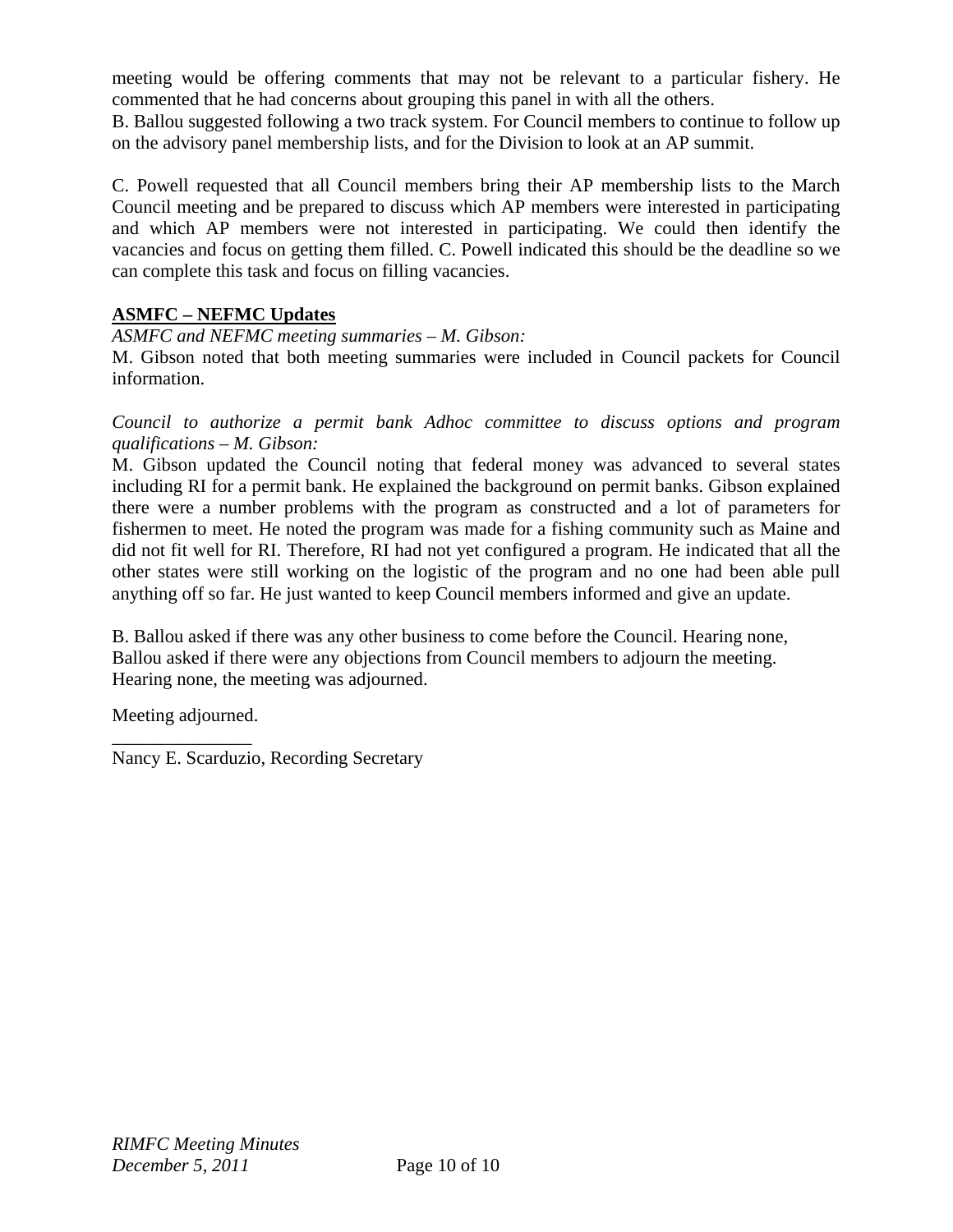meeting would be offering comments that may not be relevant to a particular fishery. He commented that he had concerns about grouping this panel in with all the others.
B. Ballou suggested following a two track system. For Council members to continue to follow up on the advisory panel membership lists, and for the Division to look at an AP summit.

C. Powell requested that all Council members bring their AP membership lists to the March Council meeting and be prepared to discuss which AP members were interested in participating and which AP members were not interested in participating. We could then identify the vacancies and focus on getting them filled. C. Powell indicated this should be the deadline so we can complete this task and focus on filling vacancies.

**ASMFC – NEFMC Updates**

*ASMFC and NEFMC meeting summaries – M. Gibson:*
M. Gibson noted that both meeting summaries were included in Council packets for Council information.

*Council to authorize a permit bank Adhoc committee to discuss options and program qualifications – M. Gibson:*
M. Gibson updated the Council noting that federal money was advanced to several states including RI for a permit bank. He explained the background on permit banks. Gibson explained there were a number problems with the program as constructed and a lot of parameters for fishermen to meet. He noted the program was made for a fishing community such as Maine and did not fit well for RI. Therefore, RI had not yet configured a program. He indicated that all the other states were still working on the logistic of the program and no one had been able pull anything off so far. He just wanted to keep Council members informed and give an update.

B. Ballou asked if there was any other business to come before the Council. Hearing none, Ballou asked if there were any objections from Council members to adjourn the meeting. Hearing none, the meeting was adjourned.

Meeting adjourned.

_______________
Nancy E. Scarduzio, Recording Secretary